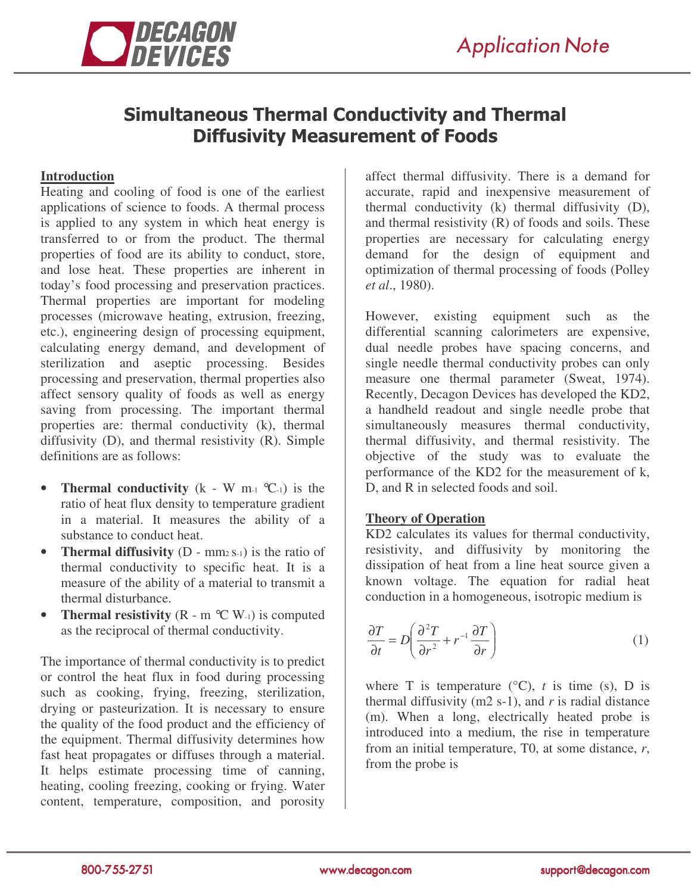# Simultaneous Thermal Conductivity and Thermal Diffusivity Measurement of Foods

## Introduction

Heating and cooling of food is one of the earliest applications of science to foods. A thermal process is applied to any system in which heat energy is transferred to or from the product. The thermal properties of food are its ability to conduct, store, and lose heat. These properties are inherent in today's food processing and preservation practices. Thermal properties are important for modeling processes (microwave heating, extrusion, freezing, etc.), engineering design of processing equipment, calculating energy demand, and development of sterilization and aseptic processing. Besides processing and preservation, thermal properties also affect sensory quality of foods as well as energy saving from processing. The important thermal properties are: thermal conductivity (k), thermal diffusivity (D), and thermal resistivity (R). Simple definitions are as follows:

- **Thermal conductivity** (k - W $m^{-1}$ $°C^{-1}$) is the ratio of heat flux density to temperature gradient in a material. It measures the ability of a substance to conduct heat.
- **Thermal diffusivity** (D - $mm^2$ $s^{-1}$) is the ratio of thermal conductivity to specific heat. It is a measure of the ability of a material to transmit a thermal disturbance.
- **Thermal resistivity** (R - m °C $W^{-1}$) is computed as the reciprocal of thermal conductivity.

The importance of thermal conductivity is to predict or control the heat flux in food during processing such as cooking, frying, freezing, sterilization, drying or pasteurization. It is necessary to ensure the quality of the food product and the efficiency of the equipment. Thermal diffusivity determines how fast heat propagates or diffuses through a material. It helps estimate processing time of canning, heating, cooling freezing, cooking or frying. Water content, temperature, composition, and porosity affect thermal diffusivity. There is a demand for accurate, rapid and inexpensive measurement of thermal conductivity (k) thermal diffusivity (D), and thermal resistivity (R) of foods and soils. These properties are necessary for calculating energy demand for the design of equipment and optimization of thermal processing of foods (Polley *et al*., 1980).

However, existing equipment such as the differential scanning calorimeters are expensive, dual needle probes have spacing concerns, and single needle thermal conductivity probes can only measure one thermal parameter (Sweat, 1974). Recently, Decagon Devices has developed the KD2, a handheld readout and single needle probe that simultaneously measures thermal conductivity, thermal diffusivity, and thermal resistivity. The objective of the study was to evaluate the performance of the KD2 for the measurement of k, D, and R in selected foods and soil.

## Theory of Operation

KD2 calculates its values for thermal conductivity, resistivity, and diffusivity by monitoring the dissipation of heat from a line heat source given a known voltage. The equation for radial heat conduction in a homogeneous, isotropic medium is

$$\frac{\partial T}{\partial t} = D\left(\frac{\partial^2 T}{\partial r^2} + r^{-1}\frac{\partial T}{\partial r}\right) \quad (1)$$

where T is temperature (°C), *t* is time (s), D is thermal diffusivity (m2 s-1), and *r* is radial distance (m). When a long, electrically heated probe is introduced into a medium, the rise in temperature from an initial temperature, T0, at some distance, *r*, from the probe is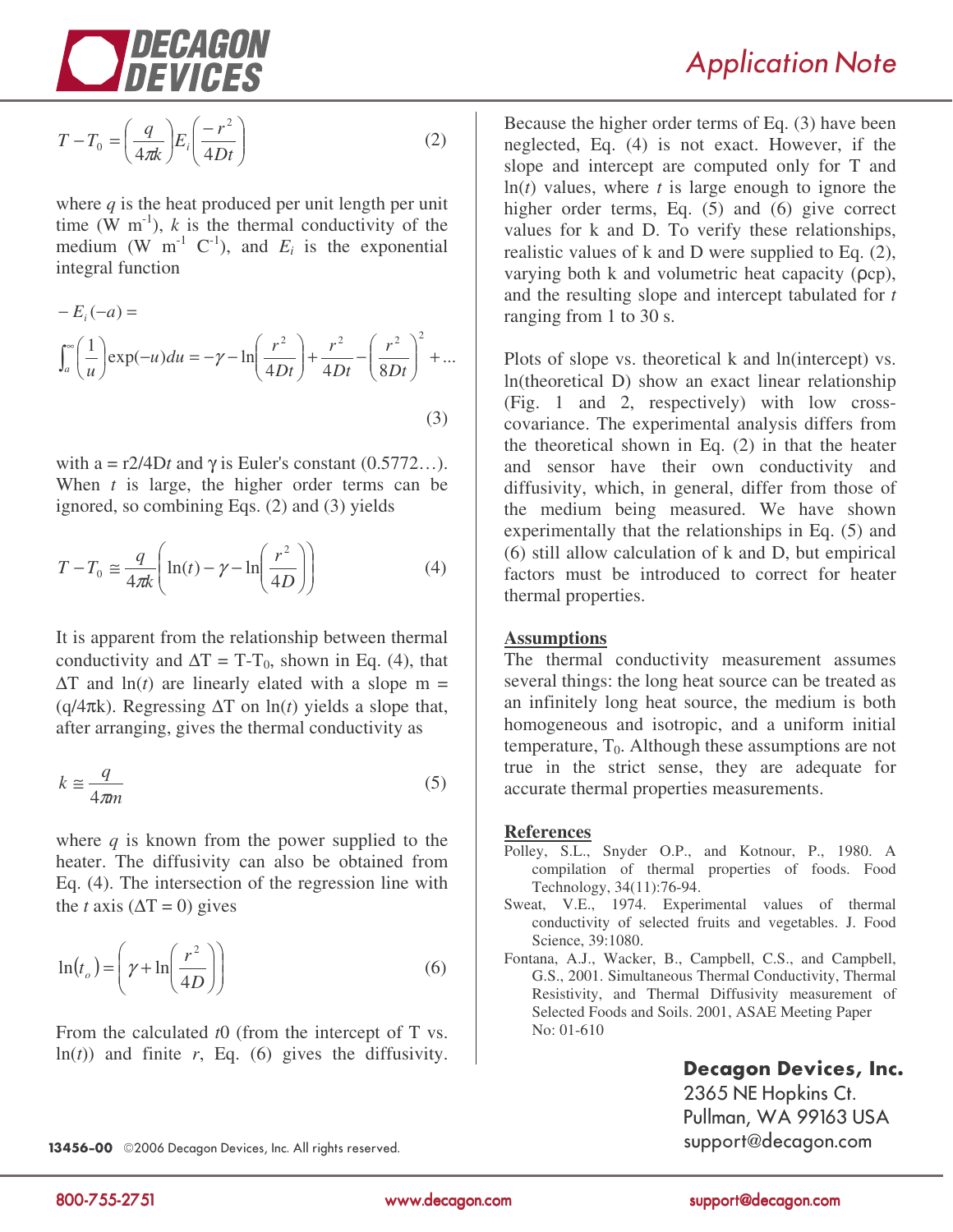$$T - T_0 = \left(\frac{q}{4\pi k}\right) E_i \left(\frac{-r^2}{4Dt}\right) \tag{2}$$

where $q$ is the heat produced per unit length per unit time (W m$^{-1}$), $k$ is the thermal conductivity of the medium (W m$^{-1}$ C$^{-1}$), and $E_i$ is the exponential integral function

$$-E_i(-a) = \int_a^\infty \left(\frac{1}{u}\right) \exp(-u)\,du = -\gamma - \ln\left(\frac{r^2}{4Dt}\right) + \frac{r^2}{4Dt} - \left(\frac{r^2}{8Dt}\right)^2 + \ldots \tag{3}$$

with a = r2/4D$t$ and $\gamma$ is Euler's constant (0.5772…). When $t$ is large, the higher order terms can be ignored, so combining Eqs. (2) and (3) yields

$$T - T_0 \cong \frac{q}{4\pi k}\left(\ln(t) - \gamma - \ln\left(\frac{r^2}{4D}\right)\right) \tag{4}$$

It is apparent from the relationship between thermal conductivity and $\Delta T = T - T_0$, shown in Eq. (4), that $\Delta T$ and $\ln(t)$ are linearly elated with a slope m = $(q/4\pi k)$. Regressing $\Delta T$ on $\ln(t)$ yields a slope that, after arranging, gives the thermal conductivity as

$$k \cong \frac{q}{4\pi m} \tag{5}$$

where $q$ is known from the power supplied to the heater. The diffusivity can also be obtained from Eq. (4). The intersection of the regression line with the $t$ axis ($\Delta T = 0$) gives

$$\ln(t_o) = \left(\gamma + \ln\left(\frac{r^2}{4D}\right)\right) \tag{6}$$

From the calculated $t$0 (from the intercept of T vs. $\ln(t)$) and finite $r$, Eq. (6) gives the diffusivity. Because the higher order terms of Eq. (3) have been neglected, Eq. (4) is not exact. However, if the slope and intercept are computed only for T and $\ln(t)$ values, where $t$ is large enough to ignore the higher order terms, Eq. (5) and (6) give correct values for k and D. To verify these relationships, realistic values of k and D were supplied to Eq. (2), varying both k and volumetric heat capacity ($\rho$cp), and the resulting slope and intercept tabulated for $t$ ranging from 1 to 30 s.

Plots of slope vs. theoretical k and ln(intercept) vs. ln(theoretical D) show an exact linear relationship (Fig. 1 and 2, respectively) with low cross-covariance. The experimental analysis differs from the theoretical shown in Eq. (2) in that the heater and sensor have their own conductivity and diffusivity, which, in general, differ from those of the medium being measured. We have shown experimentally that the relationships in Eq. (5) and (6) still allow calculation of k and D, but empirical factors must be introduced to correct for heater thermal properties.

## Assumptions

The thermal conductivity measurement assumes several things: the long heat source can be treated as an infinitely long heat source, the medium is both homogeneous and isotropic, and a uniform initial temperature, $T_0$. Although these assumptions are not true in the strict sense, they are adequate for accurate thermal properties measurements.

## References

Polley, S.L., Snyder O.P., and Kotnour, P., 1980. A compilation of thermal properties of foods. Food Technology, 34(11):76-94.

Sweat, V.E., 1974. Experimental values of thermal conductivity of selected fruits and vegetables. J. Food Science, 39:1080.

Fontana, A.J., Wacker, B., Campbell, C.S., and Campbell, G.S., 2001. Simultaneous Thermal Conductivity, Thermal Resistivity, and Thermal Diffusivity measurement of Selected Foods and Soils. 2001, ASAE Meeting Paper No: 01-610

**Decagon Devices, Inc.**
2365 NE Hopkins Ct.
Pullman, WA 99163 USA
support@decagon.com

**13456-00** ©2006 Decagon Devices, Inc. All rights reserved.